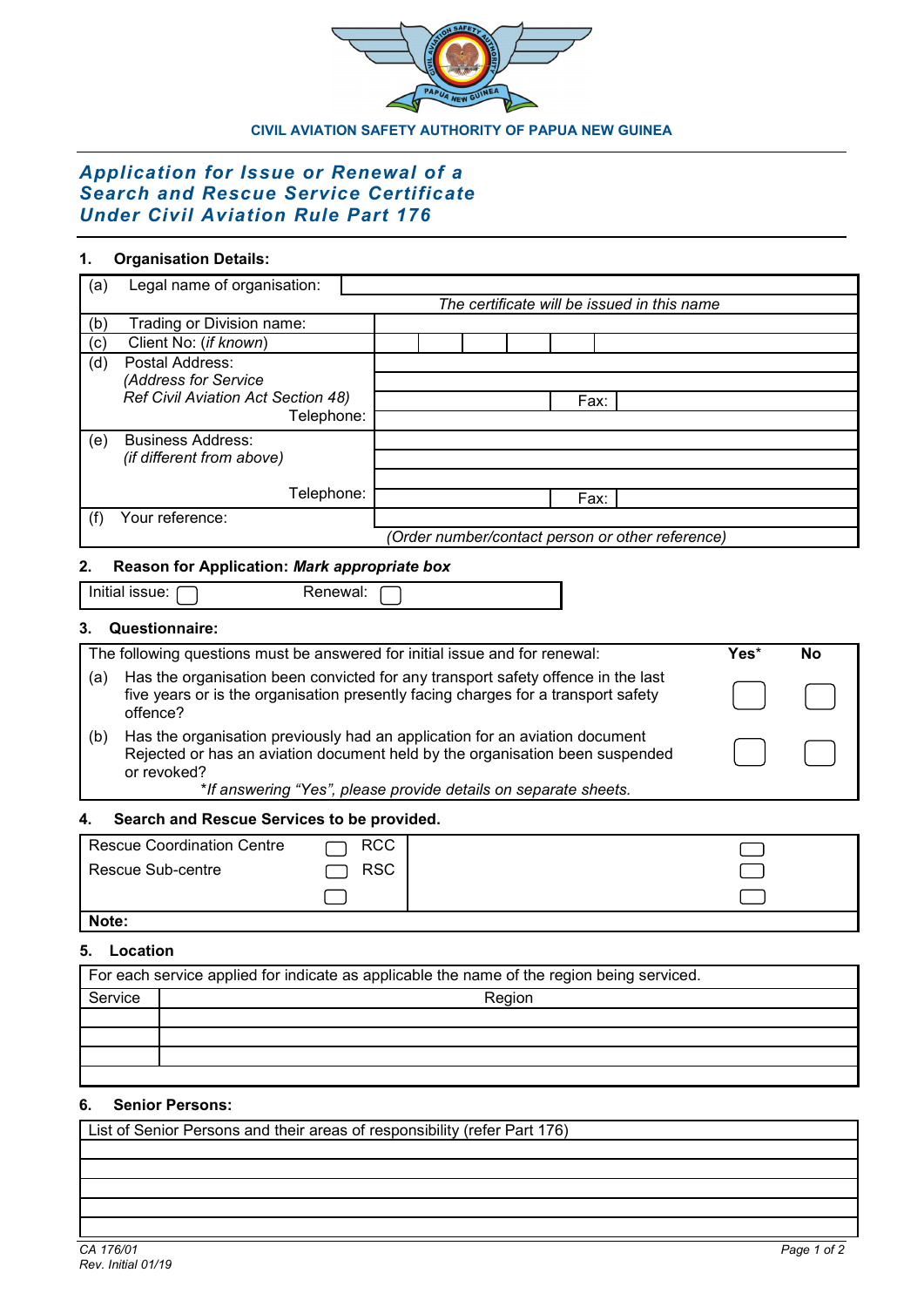CIVIL AVIATION SAFETY AUTHORITY OF PAPUA NEW GUINEA

# *Application for Issue or Renewal of a Search and Rescue Service Certificate Under Civil Aviation Rule Part 176*

## 1. Organisation Details:

| | | |
|---|---|---|
| (a) | Legal name of organisation: | |
| | | *The certificate will be issued in this name* |
| (b) | Trading or Division name: | |
| (c) | Client No: (*if known*) | |
| (d) | Postal Address: *(Address for Service Ref Civil Aviation Act Section 48)* | |
| | | Fax: |
| | Telephone: | |
| (e) | Business Address: *(if different from above)* | |
| | Telephone: | Fax: |
| (f) | Your reference: | |
| | | *(Order number/contact person or other reference)* |

## 2. Reason for Application: *Mark appropriate box*

Initial issue: ☐ Renewal: ☐

## 3. Questionnaire:

| The following questions must be answered for initial issue and for renewal: | Yes* | No |
|---|---|---|
| (a) Has the organisation been convicted for any transport safety offence in the last five years or is the organisation presently facing charges for a transport safety offence? | ☐ | ☐ |
| (b) Has the organisation previously had an application for an aviation document Rejected or has an aviation document held by the organisation been suspended or revoked? | ☐ | ☐ |

*\*If answering "Yes", please provide details on separate sheets.*

## 4. Search and Rescue Services to be provided.

| | | | |
|---|---|---|---|
| Rescue Coordination Centre | ☐ RCC | | ☐ |
| Rescue Sub-centre | ☐ RSC | | ☐ |
| | ☐ | | ☐ |

**Note:**

## 5. Location

For each service applied for indicate as applicable the name of the region being serviced.

| Service | Region |
|---|---|
| | |
| | |
| | |

## 6. Senior Persons:

| List of Senior Persons and their areas of responsibility (refer Part 176) |
|---|
| |
| |
| |
| |
| |

CA 176/01
Rev. Initial 01/19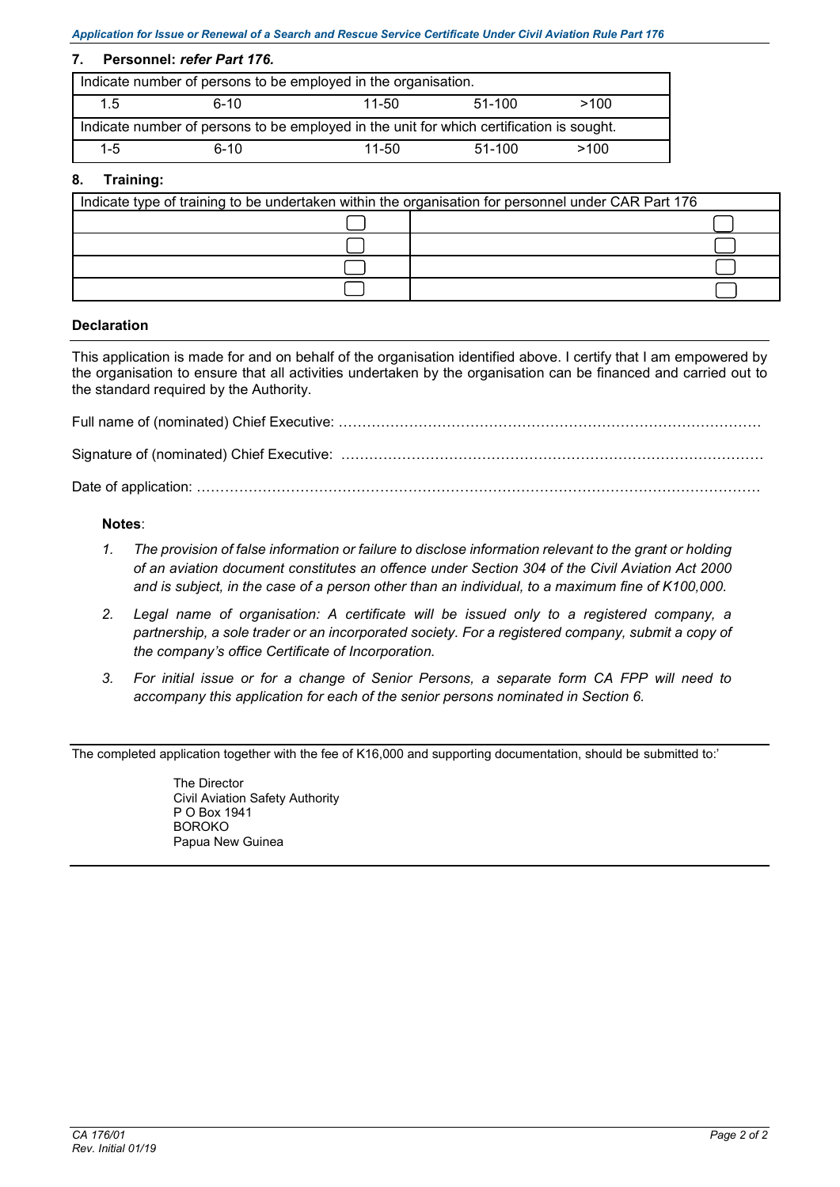## 7. Personnel: *refer Part 176.*

| Indicate number of persons to be employed in the organisation. | | | | |
|---|---|---|---|---|
| 1.5 | 6-10 | 11-50 | 51-100 | >100 |
| **Indicate number of persons to be employed in the unit for which certification is sought.** | | | | |
| 1-5 | 6-10 | 11-50 | 51-100 | >100 |

## 8. Training:

| Indicate type of training to be undertaken within the organisation for personnel under CAR Part 176 | | | |
|---|---|---|---|
| | ☐ | | ☐ |
| | ☐ | | ☐ |
| | ☐ | | ☐ |
| | ☐ | | ☐ |

### Declaration

This application is made for and on behalf of the organisation identified above. I certify that I am empowered by the organisation to ensure that all activities undertaken by the organisation can be financed and carried out to the standard required by the Authority.

Full name of (nominated) Chief Executive: ………………………………………………………………………………

Signature of (nominated) Chief Executive: ………………………………………………………………………………

Date of application: ………………………………………………………………………………………………………

**Notes**:

1. *The provision of false information or failure to disclose information relevant to the grant or holding of an aviation document constitutes an offence under Section 304 of the Civil Aviation Act 2000 and is subject, in the case of a person other than an individual, to a maximum fine of K100,000.*
2. *Legal name of organisation: A certificate will be issued only to a registered company, a partnership, a sole trader or an incorporated society. For a registered company, submit a copy of the company's office Certificate of Incorporation.*
3. *For initial issue or for a change of Senior Persons, a separate form CA FPP will need to accompany this application for each of the senior persons nominated in Section 6.*

The completed application together with the fee of K16,000 and supporting documentation, should be submitted to:'

The Director
Civil Aviation Safety Authority
P O Box 1941
BOROKO
Papua New Guinea

*CA 176/01*
*Rev. Initial 01/19*